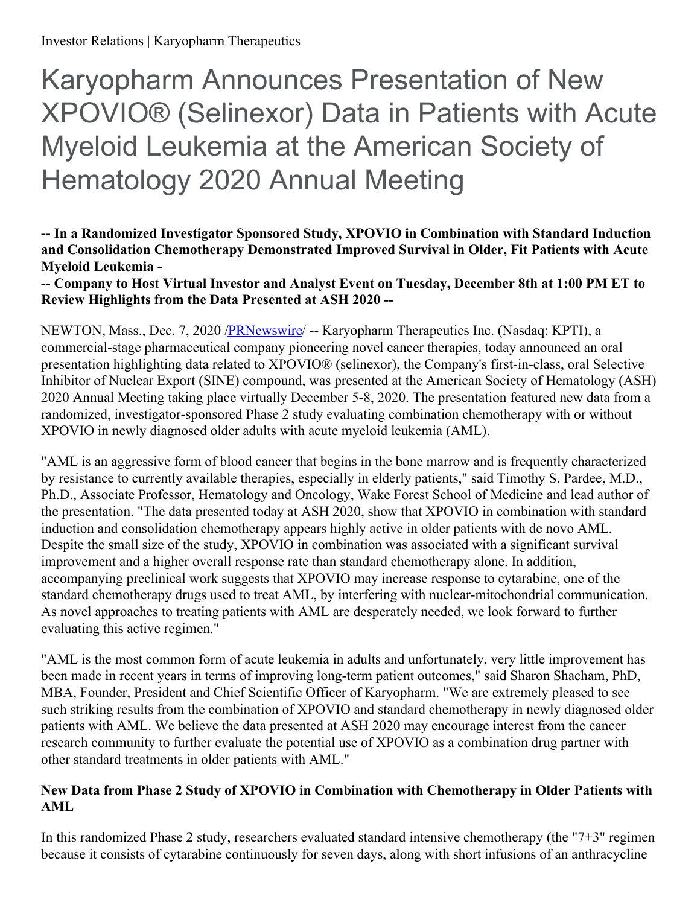# Karyopharm Announces Presentation of New XPOVIO® (Selinexor) Data in Patients with Acute Myeloid Leukemia at the American Society of Hematology 2020 Annual Meeting

**-- In a Randomized Investigator Sponsored Study, XPOVIO in Combination with Standard Induction and Consolidation Chemotherapy Demonstrated Improved Survival in Older, Fit Patients with Acute Myeloid Leukemia -**

**-- Company to Host Virtual Investor and Analyst Event on Tuesday, December 8th at 1:00 PM ET to Review Highlights from the Data Presented at ASH 2020 --**

NEWTON, Mass., Dec. 7, 2020 /PRNewswire/ -- Karyopharm Therapeutics Inc. (Nasdaq: KPTI), a commercial-stage pharmaceutical company pioneering novel cancer therapies, today announced an oral presentation highlighting data related to XPOVIO® (selinexor), the Company's first-in-class, oral Selective Inhibitor of Nuclear Export (SINE) compound, was presented at the American Society of Hematology (ASH) 2020 Annual Meeting taking place virtually December 5-8, 2020. The presentation featured new data from a randomized, investigator-sponsored Phase 2 study evaluating combination chemotherapy with or without XPOVIO in newly diagnosed older adults with acute myeloid leukemia (AML).

"AML is an aggressive form of blood cancer that begins in the bone marrow and is frequently characterized by resistance to currently available therapies, especially in elderly patients," said Timothy S. Pardee, M.D., Ph.D., Associate Professor, Hematology and Oncology, Wake Forest School of Medicine and lead author of the presentation. "The data presented today at ASH 2020, show that XPOVIO in combination with standard induction and consolidation chemotherapy appears highly active in older patients with de novo AML. Despite the small size of the study, XPOVIO in combination was associated with a significant survival improvement and a higher overall response rate than standard chemotherapy alone. In addition, accompanying preclinical work suggests that XPOVIO may increase response to cytarabine, one of the standard chemotherapy drugs used to treat AML, by interfering with nuclear-mitochondrial communication. As novel approaches to treating patients with AML are desperately needed, we look forward to further evaluating this active regimen."

"AML is the most common form of acute leukemia in adults and unfortunately, very little improvement has been made in recent years in terms of improving long-term patient outcomes," said Sharon Shacham, PhD, MBA, Founder, President and Chief Scientific Officer of Karyopharm. "We are extremely pleased to see such striking results from the combination of XPOVIO and standard chemotherapy in newly diagnosed older patients with AML. We believe the data presented at ASH 2020 may encourage interest from the cancer research community to further evaluate the potential use of XPOVIO as a combination drug partner with other standard treatments in older patients with AML."

### New Data from Phase 2 Study of XPOVIO in Combination with Chemotherapy in Older Patients with AML

In this randomized Phase 2 study, researchers evaluated standard intensive chemotherapy (the "7+3" regimen because it consists of cytarabine continuously for seven days, along with short infusions of an anthracycline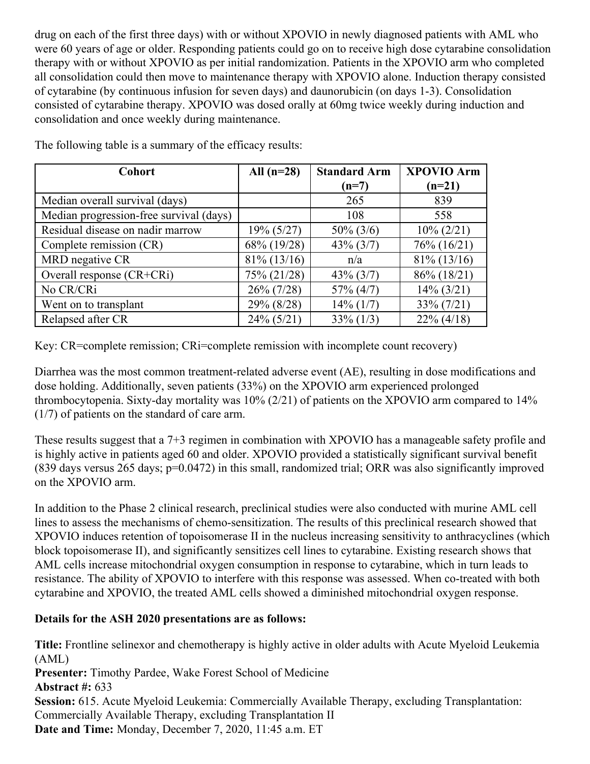drug on each of the first three days) with or without XPOVIO in newly diagnosed patients with AML who were 60 years of age or older. Responding patients could go on to receive high dose cytarabine consolidation therapy with or without XPOVIO as per initial randomization. Patients in the XPOVIO arm who completed all consolidation could then move to maintenance therapy with XPOVIO alone. Induction therapy consisted of cytarabine (by continuous infusion for seven days) and daunorubicin (on days 1-3). Consolidation consisted of cytarabine therapy. XPOVIO was dosed orally at 60mg twice weekly during induction and consolidation and once weekly during maintenance.

The following table is a summary of the efficacy results:

| Cohort | All (n=28) | Standard Arm (n=7) | XPOVIO Arm (n=21) |
|---|---|---|---|
| Median overall survival (days) | | 265 | 839 |
| Median progression-free survival (days) | | 108 | 558 |
| Residual disease on nadir marrow | 19% (5/27) | 50% (3/6) | 10% (2/21) |
| Complete remission (CR) | 68% (19/28) | 43% (3/7) | 76% (16/21) |
| MRD negative CR | 81% (13/16) | n/a | 81% (13/16) |
| Overall response (CR+CRi) | 75% (21/28) | 43% (3/7) | 86% (18/21) |
| No CR/CRi | 26% (7/28) | 57% (4/7) | 14% (3/21) |
| Went on to transplant | 29% (8/28) | 14% (1/7) | 33% (7/21) |
| Relapsed after CR | 24% (5/21) | 33% (1/3) | 22% (4/18) |

Key: CR=complete remission; CRi=complete remission with incomplete count recovery)

Diarrhea was the most common treatment-related adverse event (AE), resulting in dose modifications and dose holding. Additionally, seven patients (33%) on the XPOVIO arm experienced prolonged thrombocytopenia. Sixty-day mortality was 10% (2/21) of patients on the XPOVIO arm compared to 14% (1/7) of patients on the standard of care arm.

These results suggest that a 7+3 regimen in combination with XPOVIO has a manageable safety profile and is highly active in patients aged 60 and older. XPOVIO provided a statistically significant survival benefit (839 days versus 265 days; $p=0.0472$) in this small, randomized trial; ORR was also significantly improved on the XPOVIO arm.

In addition to the Phase 2 clinical research, preclinical studies were also conducted with murine AML cell lines to assess the mechanisms of chemo-sensitization. The results of this preclinical research showed that XPOVIO induces retention of topoisomerase II in the nucleus increasing sensitivity to anthracyclines (which block topoisomerase II), and significantly sensitizes cell lines to cytarabine. Existing research shows that AML cells increase mitochondrial oxygen consumption in response to cytarabine, which in turn leads to resistance. The ability of XPOVIO to interfere with this response was assessed. When co-treated with both cytarabine and XPOVIO, the treated AML cells showed a diminished mitochondrial oxygen response.

**Details for the ASH 2020 presentations are as follows:**

**Title:** Frontline selinexor and chemotherapy is highly active in older adults with Acute Myeloid Leukemia (AML)
**Presenter:** Timothy Pardee, Wake Forest School of Medicine
**Abstract #:** 633
**Session:** 615. Acute Myeloid Leukemia: Commercially Available Therapy, excluding Transplantation: Commercially Available Therapy, excluding Transplantation II
**Date and Time:** Monday, December 7, 2020, 11:45 a.m. ET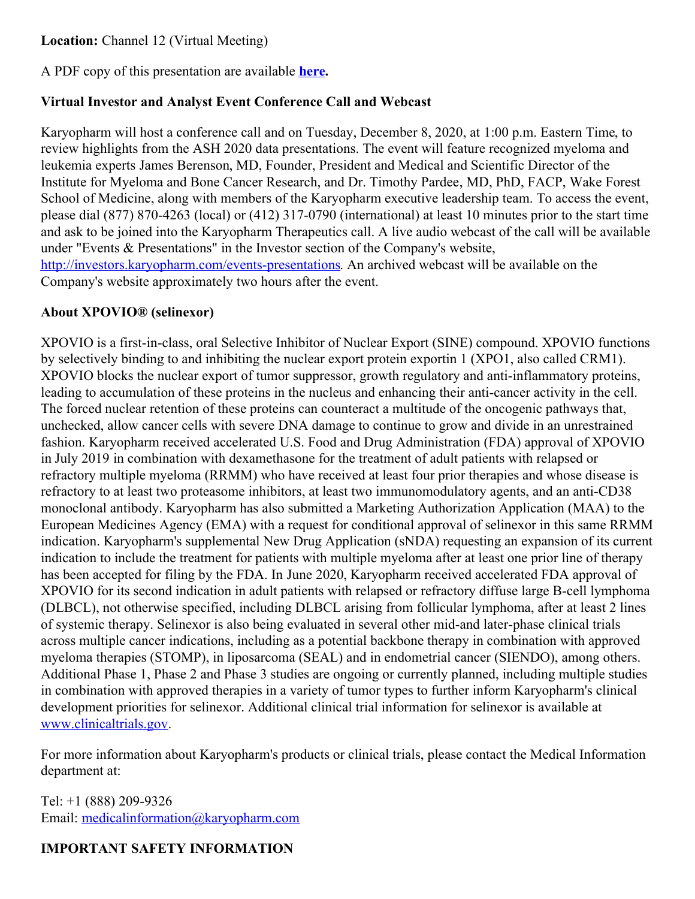**Location:** Channel 12 (Virtual Meeting)

A PDF copy of this presentation are available **[here](#).**

**Virtual Investor and Analyst Event Conference Call and Webcast**

Karyopharm will host a conference call and on Tuesday, December 8, 2020, at 1:00 p.m. Eastern Time, to review highlights from the ASH 2020 data presentations. The event will feature recognized myeloma and leukemia experts James Berenson, MD, Founder, President and Medical and Scientific Director of the Institute for Myeloma and Bone Cancer Research, and Dr. Timothy Pardee, MD, PhD, FACP, Wake Forest School of Medicine, along with members of the Karyopharm executive leadership team. To access the event, please dial (877) 870-4263 (local) or (412) 317-0790 (international) at least 10 minutes prior to the start time and ask to be joined into the Karyopharm Therapeutics call. A live audio webcast of the call will be available under "Events & Presentations" in the Investor section of the Company's website, [http://investors.karyopharm.com/events-presentations](http://investors.karyopharm.com/events-presentations). An archived webcast will be available on the Company's website approximately two hours after the event.

**About XPOVIO® (selinexor)**

XPOVIO is a first-in-class, oral Selective Inhibitor of Nuclear Export (SINE) compound. XPOVIO functions by selectively binding to and inhibiting the nuclear export protein exportin 1 (XPO1, also called CRM1). XPOVIO blocks the nuclear export of tumor suppressor, growth regulatory and anti-inflammatory proteins, leading to accumulation of these proteins in the nucleus and enhancing their anti-cancer activity in the cell. The forced nuclear retention of these proteins can counteract a multitude of the oncogenic pathways that, unchecked, allow cancer cells with severe DNA damage to continue to grow and divide in an unrestrained fashion. Karyopharm received accelerated U.S. Food and Drug Administration (FDA) approval of XPOVIO in July 2019 in combination with dexamethasone for the treatment of adult patients with relapsed or refractory multiple myeloma (RRMM) who have received at least four prior therapies and whose disease is refractory to at least two proteasome inhibitors, at least two immunomodulatory agents, and an anti-CD38 monoclonal antibody. Karyopharm has also submitted a Marketing Authorization Application (MAA) to the European Medicines Agency (EMA) with a request for conditional approval of selinexor in this same RRMM indication. Karyopharm's supplemental New Drug Application (sNDA) requesting an expansion of its current indication to include the treatment for patients with multiple myeloma after at least one prior line of therapy has been accepted for filing by the FDA. In June 2020, Karyopharm received accelerated FDA approval of XPOVIO for its second indication in adult patients with relapsed or refractory diffuse large B-cell lymphoma (DLBCL), not otherwise specified, including DLBCL arising from follicular lymphoma, after at least 2 lines of systemic therapy. Selinexor is also being evaluated in several other mid-and later-phase clinical trials across multiple cancer indications, including as a potential backbone therapy in combination with approved myeloma therapies (STOMP), in liposarcoma (SEAL) and in endometrial cancer (SIENDO), among others. Additional Phase 1, Phase 2 and Phase 3 studies are ongoing or currently planned, including multiple studies in combination with approved therapies in a variety of tumor types to further inform Karyopharm's clinical development priorities for selinexor. Additional clinical trial information for selinexor is available at [www.clinicaltrials.gov](http://www.clinicaltrials.gov).

For more information about Karyopharm's products or clinical trials, please contact the Medical Information department at:

Tel: +1 (888) 209-9326
Email: [medicalinformation@karyopharm.com](mailto:medicalinformation@karyopharm.com)

**IMPORTANT SAFETY INFORMATION**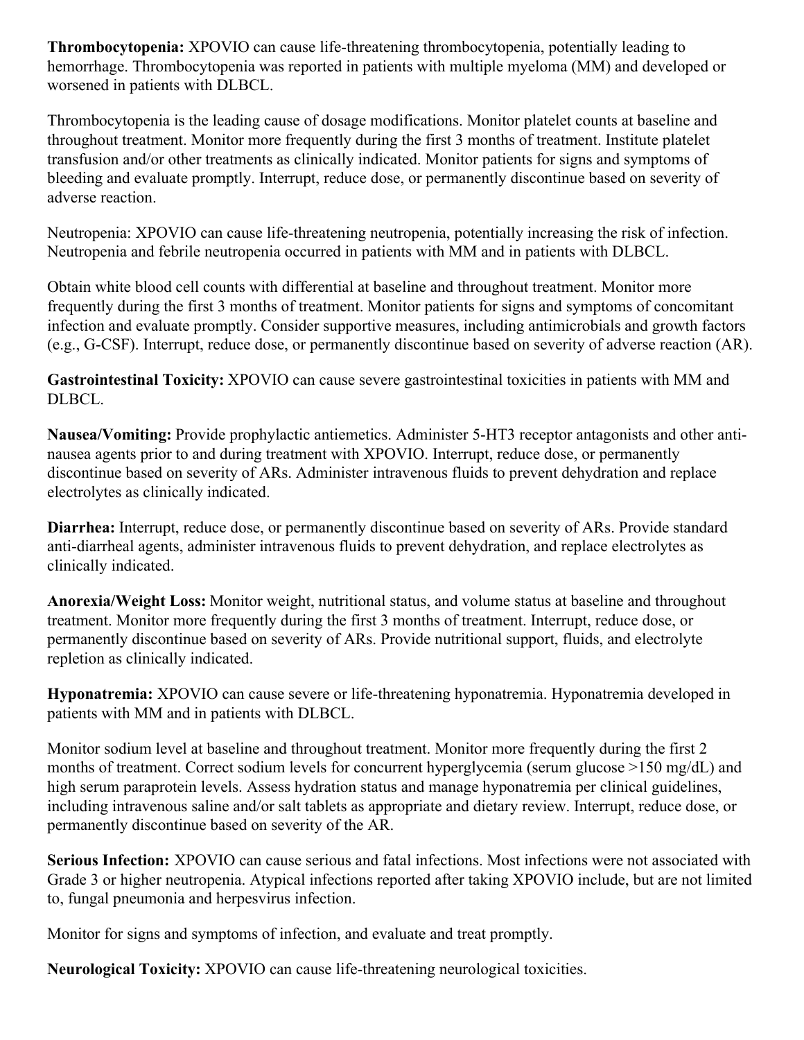**Thrombocytopenia:** XPOVIO can cause life-threatening thrombocytopenia, potentially leading to hemorrhage. Thrombocytopenia was reported in patients with multiple myeloma (MM) and developed or worsened in patients with DLBCL.

Thrombocytopenia is the leading cause of dosage modifications. Monitor platelet counts at baseline and throughout treatment. Monitor more frequently during the first 3 months of treatment. Institute platelet transfusion and/or other treatments as clinically indicated. Monitor patients for signs and symptoms of bleeding and evaluate promptly. Interrupt, reduce dose, or permanently discontinue based on severity of adverse reaction.

Neutropenia: XPOVIO can cause life-threatening neutropenia, potentially increasing the risk of infection. Neutropenia and febrile neutropenia occurred in patients with MM and in patients with DLBCL.

Obtain white blood cell counts with differential at baseline and throughout treatment. Monitor more frequently during the first 3 months of treatment. Monitor patients for signs and symptoms of concomitant infection and evaluate promptly. Consider supportive measures, including antimicrobials and growth factors (e.g., G-CSF). Interrupt, reduce dose, or permanently discontinue based on severity of adverse reaction (AR).

**Gastrointestinal Toxicity:** XPOVIO can cause severe gastrointestinal toxicities in patients with MM and DLBCL.

**Nausea/Vomiting:** Provide prophylactic antiemetics. Administer 5-HT3 receptor antagonists and other anti-nausea agents prior to and during treatment with XPOVIO. Interrupt, reduce dose, or permanently discontinue based on severity of ARs. Administer intravenous fluids to prevent dehydration and replace electrolytes as clinically indicated.

**Diarrhea:** Interrupt, reduce dose, or permanently discontinue based on severity of ARs. Provide standard anti-diarrheal agents, administer intravenous fluids to prevent dehydration, and replace electrolytes as clinically indicated.

**Anorexia/Weight Loss:** Monitor weight, nutritional status, and volume status at baseline and throughout treatment. Monitor more frequently during the first 3 months of treatment. Interrupt, reduce dose, or permanently discontinue based on severity of ARs. Provide nutritional support, fluids, and electrolyte repletion as clinically indicated.

**Hyponatremia:** XPOVIO can cause severe or life-threatening hyponatremia. Hyponatremia developed in patients with MM and in patients with DLBCL.

Monitor sodium level at baseline and throughout treatment. Monitor more frequently during the first 2 months of treatment. Correct sodium levels for concurrent hyperglycemia (serum glucose >150 mg/dL) and high serum paraprotein levels. Assess hydration status and manage hyponatremia per clinical guidelines, including intravenous saline and/or salt tablets as appropriate and dietary review. Interrupt, reduce dose, or permanently discontinue based on severity of the AR.

**Serious Infection:** XPOVIO can cause serious and fatal infections. Most infections were not associated with Grade 3 or higher neutropenia. Atypical infections reported after taking XPOVIO include, but are not limited to, fungal pneumonia and herpesvirus infection.

Monitor for signs and symptoms of infection, and evaluate and treat promptly.

**Neurological Toxicity:** XPOVIO can cause life-threatening neurological toxicities.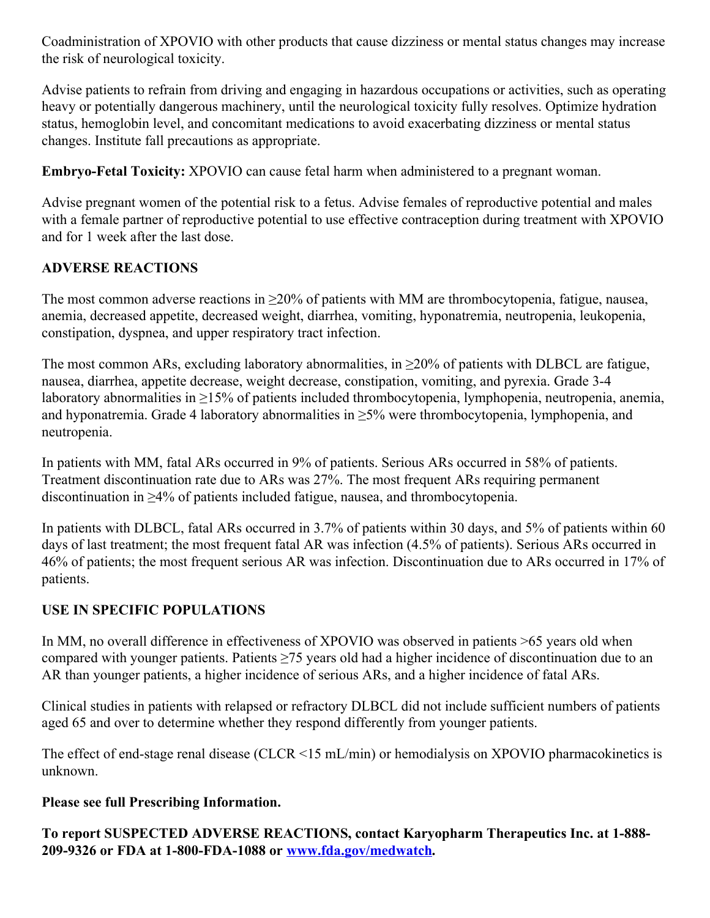Coadministration of XPOVIO with other products that cause dizziness or mental status changes may increase the risk of neurological toxicity.

Advise patients to refrain from driving and engaging in hazardous occupations or activities, such as operating heavy or potentially dangerous machinery, until the neurological toxicity fully resolves. Optimize hydration status, hemoglobin level, and concomitant medications to avoid exacerbating dizziness or mental status changes. Institute fall precautions as appropriate.

**Embryo-Fetal Toxicity:** XPOVIO can cause fetal harm when administered to a pregnant woman.

Advise pregnant women of the potential risk to a fetus. Advise females of reproductive potential and males with a female partner of reproductive potential to use effective contraception during treatment with XPOVIO and for 1 week after the last dose.

## ADVERSE REACTIONS

The most common adverse reactions in ≥20% of patients with MM are thrombocytopenia, fatigue, nausea, anemia, decreased appetite, decreased weight, diarrhea, vomiting, hyponatremia, neutropenia, leukopenia, constipation, dyspnea, and upper respiratory tract infection.

The most common ARs, excluding laboratory abnormalities, in ≥20% of patients with DLBCL are fatigue, nausea, diarrhea, appetite decrease, weight decrease, constipation, vomiting, and pyrexia. Grade 3-4 laboratory abnormalities in ≥15% of patients included thrombocytopenia, lymphopenia, neutropenia, anemia, and hyponatremia. Grade 4 laboratory abnormalities in ≥5% were thrombocytopenia, lymphopenia, and neutropenia.

In patients with MM, fatal ARs occurred in 9% of patients. Serious ARs occurred in 58% of patients. Treatment discontinuation rate due to ARs was 27%. The most frequent ARs requiring permanent discontinuation in ≥4% of patients included fatigue, nausea, and thrombocytopenia.

In patients with DLBCL, fatal ARs occurred in 3.7% of patients within 30 days, and 5% of patients within 60 days of last treatment; the most frequent fatal AR was infection (4.5% of patients). Serious ARs occurred in 46% of patients; the most frequent serious AR was infection. Discontinuation due to ARs occurred in 17% of patients.

## USE IN SPECIFIC POPULATIONS

In MM, no overall difference in effectiveness of XPOVIO was observed in patients >65 years old when compared with younger patients. Patients ≥75 years old had a higher incidence of discontinuation due to an AR than younger patients, a higher incidence of serious ARs, and a higher incidence of fatal ARs.

Clinical studies in patients with relapsed or refractory DLBCL did not include sufficient numbers of patients aged 65 and over to determine whether they respond differently from younger patients.

The effect of end-stage renal disease (CLCR <15 mL/min) or hemodialysis on XPOVIO pharmacokinetics is unknown.

**Please see full Prescribing Information.**

**To report SUSPECTED ADVERSE REACTIONS, contact Karyopharm Therapeutics Inc. at 1-888-209-9326 or FDA at 1-800-FDA-1088 or [www.fda.gov/medwatch](www.fda.gov/medwatch).**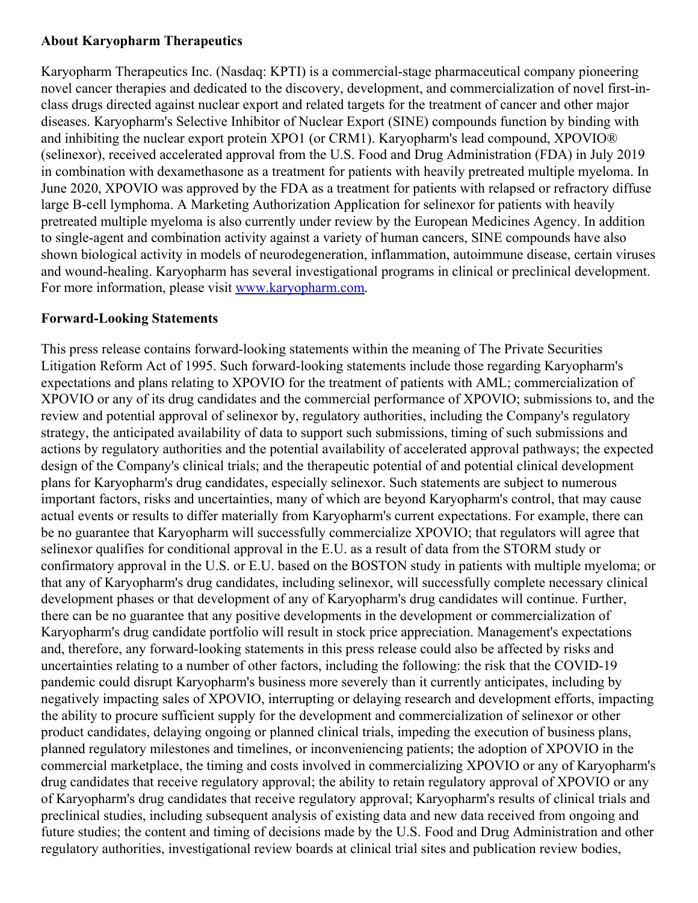## About Karyopharm Therapeutics

Karyopharm Therapeutics Inc. (Nasdaq: KPTI) is a commercial-stage pharmaceutical company pioneering novel cancer therapies and dedicated to the discovery, development, and commercialization of novel first-in-class drugs directed against nuclear export and related targets for the treatment of cancer and other major diseases. Karyopharm's Selective Inhibitor of Nuclear Export (SINE) compounds function by binding with and inhibiting the nuclear export protein XPO1 (or CRM1). Karyopharm's lead compound, XPOVIO® (selinexor), received accelerated approval from the U.S. Food and Drug Administration (FDA) in July 2019 in combination with dexamethasone as a treatment for patients with heavily pretreated multiple myeloma. In June 2020, XPOVIO was approved by the FDA as a treatment for patients with relapsed or refractory diffuse large B-cell lymphoma. A Marketing Authorization Application for selinexor for patients with heavily pretreated multiple myeloma is also currently under review by the European Medicines Agency. In addition to single-agent and combination activity against a variety of human cancers, SINE compounds have also shown biological activity in models of neurodegeneration, inflammation, autoimmune disease, certain viruses and wound-healing. Karyopharm has several investigational programs in clinical or preclinical development. For more information, please visit [www.karyopharm.com](http://www.karyopharm.com).

## Forward-Looking Statements

This press release contains forward-looking statements within the meaning of The Private Securities Litigation Reform Act of 1995. Such forward-looking statements include those regarding Karyopharm's expectations and plans relating to XPOVIO for the treatment of patients with AML; commercialization of XPOVIO or any of its drug candidates and the commercial performance of XPOVIO; submissions to, and the review and potential approval of selinexor by, regulatory authorities, including the Company's regulatory strategy, the anticipated availability of data to support such submissions, timing of such submissions and actions by regulatory authorities and the potential availability of accelerated approval pathways; the expected design of the Company's clinical trials; and the therapeutic potential of and potential clinical development plans for Karyopharm's drug candidates, especially selinexor. Such statements are subject to numerous important factors, risks and uncertainties, many of which are beyond Karyopharm's control, that may cause actual events or results to differ materially from Karyopharm's current expectations. For example, there can be no guarantee that Karyopharm will successfully commercialize XPOVIO; that regulators will agree that selinexor qualifies for conditional approval in the E.U. as a result of data from the STORM study or confirmatory approval in the U.S. or E.U. based on the BOSTON study in patients with multiple myeloma; or that any of Karyopharm's drug candidates, including selinexor, will successfully complete necessary clinical development phases or that development of any of Karyopharm's drug candidates will continue. Further, there can be no guarantee that any positive developments in the development or commercialization of Karyopharm's drug candidate portfolio will result in stock price appreciation. Management's expectations and, therefore, any forward-looking statements in this press release could also be affected by risks and uncertainties relating to a number of other factors, including the following: the risk that the COVID-19 pandemic could disrupt Karyopharm's business more severely than it currently anticipates, including by negatively impacting sales of XPOVIO, interrupting or delaying research and development efforts, impacting the ability to procure sufficient supply for the development and commercialization of selinexor or other product candidates, delaying ongoing or planned clinical trials, impeding the execution of business plans, planned regulatory milestones and timelines, or inconveniencing patients; the adoption of XPOVIO in the commercial marketplace, the timing and costs involved in commercializing XPOVIO or any of Karyopharm's drug candidates that receive regulatory approval; the ability to retain regulatory approval of XPOVIO or any of Karyopharm's drug candidates that receive regulatory approval; Karyopharm's results of clinical trials and preclinical studies, including subsequent analysis of existing data and new data received from ongoing and future studies; the content and timing of decisions made by the U.S. Food and Drug Administration and other regulatory authorities, investigational review boards at clinical trial sites and publication review bodies,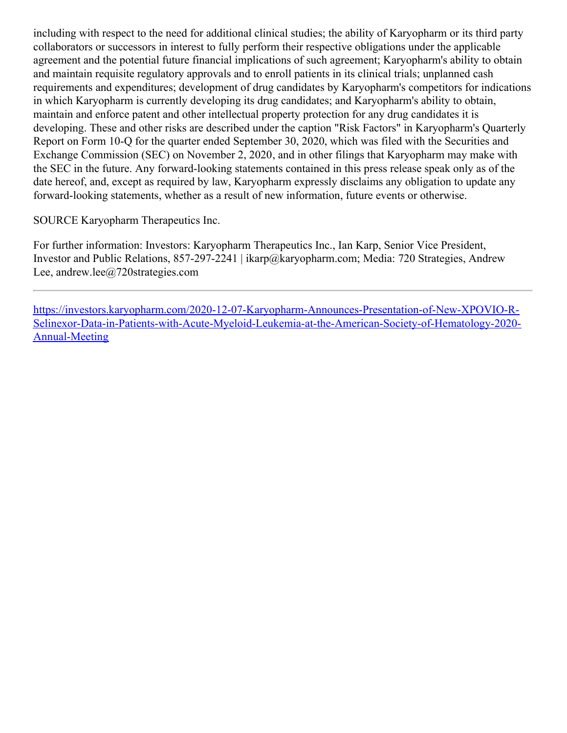including with respect to the need for additional clinical studies; the ability of Karyopharm or its third party collaborators or successors in interest to fully perform their respective obligations under the applicable agreement and the potential future financial implications of such agreement; Karyopharm's ability to obtain and maintain requisite regulatory approvals and to enroll patients in its clinical trials; unplanned cash requirements and expenditures; development of drug candidates by Karyopharm's competitors for indications in which Karyopharm is currently developing its drug candidates; and Karyopharm's ability to obtain, maintain and enforce patent and other intellectual property protection for any drug candidates it is developing. These and other risks are described under the caption "Risk Factors" in Karyopharm's Quarterly Report on Form 10-Q for the quarter ended September 30, 2020, which was filed with the Securities and Exchange Commission (SEC) on November 2, 2020, and in other filings that Karyopharm may make with the SEC in the future. Any forward-looking statements contained in this press release speak only as of the date hereof, and, except as required by law, Karyopharm expressly disclaims any obligation to update any forward-looking statements, whether as a result of new information, future events or otherwise.

SOURCE Karyopharm Therapeutics Inc.

For further information: Investors: Karyopharm Therapeutics Inc., Ian Karp, Senior Vice President, Investor and Public Relations, 857-297-2241 | ikarp@karyopharm.com; Media: 720 Strategies, Andrew Lee, andrew.lee@720strategies.com

---

https://investors.karyopharm.com/2020-12-07-Karyopharm-Announces-Presentation-of-New-XPOVIO-R-Selinexor-Data-in-Patients-with-Acute-Myeloid-Leukemia-at-the-American-Society-of-Hematology-2020-Annual-Meeting